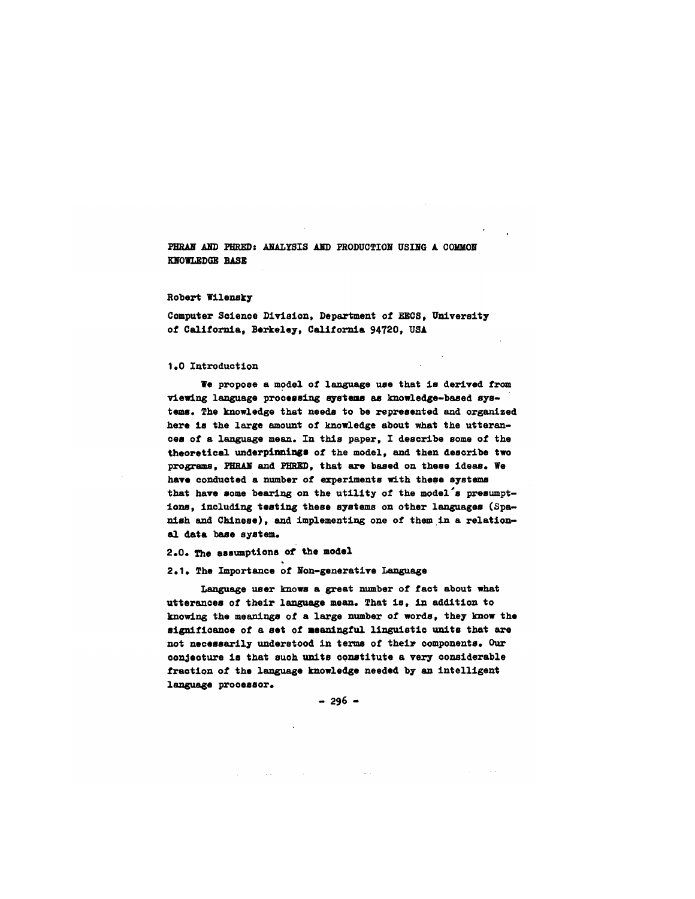# PHRAN AND PHRED: ANALYSIS AND PRODUCTION USING A COMMON KNOWLEDGE BASE

Robert Wilensky

Computer Science Division, Department of EECS, University of California, Berkeley, California 94720, USA

## 1.0 Introduction

We propose a model of language use that is derived from viewing language processing systems as knowledge-based systems. The knowledge that needs to be represented and organized here is the large amount of knowledge about what the utterances of a language mean. In this paper, I describe some of the theoretical underpinnings of the model, and then describe two programs, PHRAN and PHRED, that are based on these ideas. We have conducted a number of experiments with these systems that have some bearing on the utility of the model's presumptions, including testing these systems on other languages (Spanish and Chinese), and implementing one of them in a relational data base system.

## 2.0. The assumptions of the model

### 2.1. The Importance of Non-generative Language

Language user knows a great number of fact about what utterances of their language mean. That is, in addition to knowing the meanings of a large number of words, they know the significance of a set of meaningful linguistic units that are not necessarily understood in terms of their components. Our conjecture is that such units constitute a very considerable fraction of the language knowledge needed by an intelligent language processor.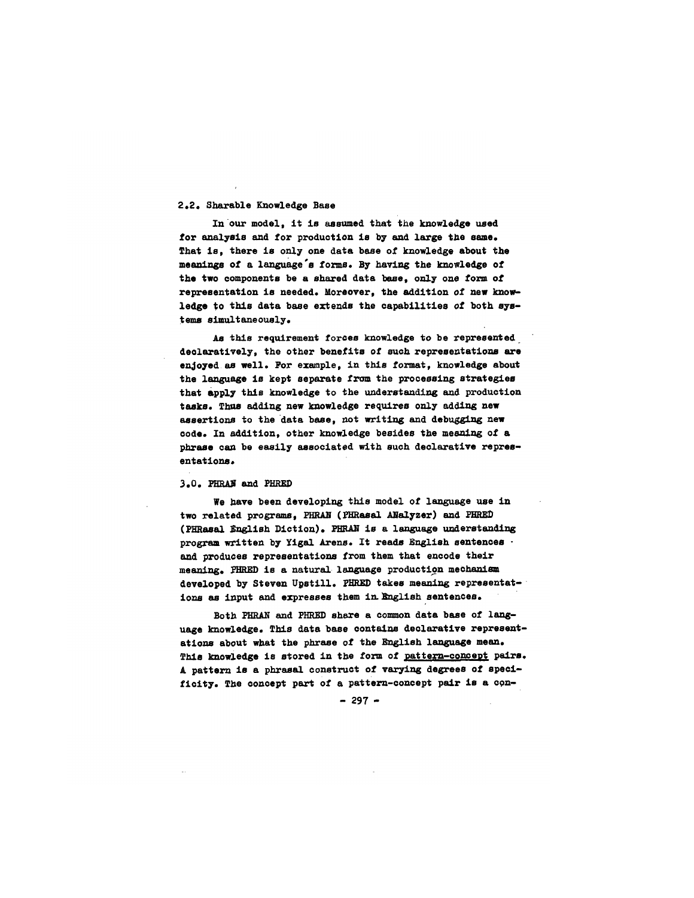## 2.2. Sharable Knowledge Base

In our model, it is assumed that the knowledge used for analysis and for production is by and large the same. That is, there is only one data base of knowledge about the meanings of a language's forms. By having the knowledge of the two components be a shared data base, only one form of representation is needed. Moreover, the addition of new knowledge to this data base extends the capabilities of both systems simultaneously.

As this requirement forces knowledge to be represented declaratively, the other benefits of such representations are enjoyed as well. For example, in this format, knowledge about the language is kept separate from the processing strategies that apply this knowledge to the understanding and production tasks. Thus adding new knowledge requires only adding new assertions to the data base, not writing and debugging new code. In addition, other knowledge besides the meaning of a phrase can be easily associated with such declarative representations.

## 3.0. PHRAN and PHRED

We have been developing this model of language use in two related programs, PHRAN (PHRasal ANalyzer) and PHRED (PHRasal English Diction). PHRAN is a language understanding program written by Yigal Arens. It reads English sentences and produces representations from them that encode their meaning. PHRED is a natural language production mechanism developed by Steven Upstill. PHRED takes meaning representations as input and expresses them in English sentences.

Both PHRAN and PHRED share a common data base of language knowledge. This data base contains declarative representations about what the phrase of the English language mean. This knowledge is stored in the form of <u>pattern-concept</u> pairs. A pattern is a phrasal construct of varying degrees of specificity. The concept part of a pattern-concept pair is a con-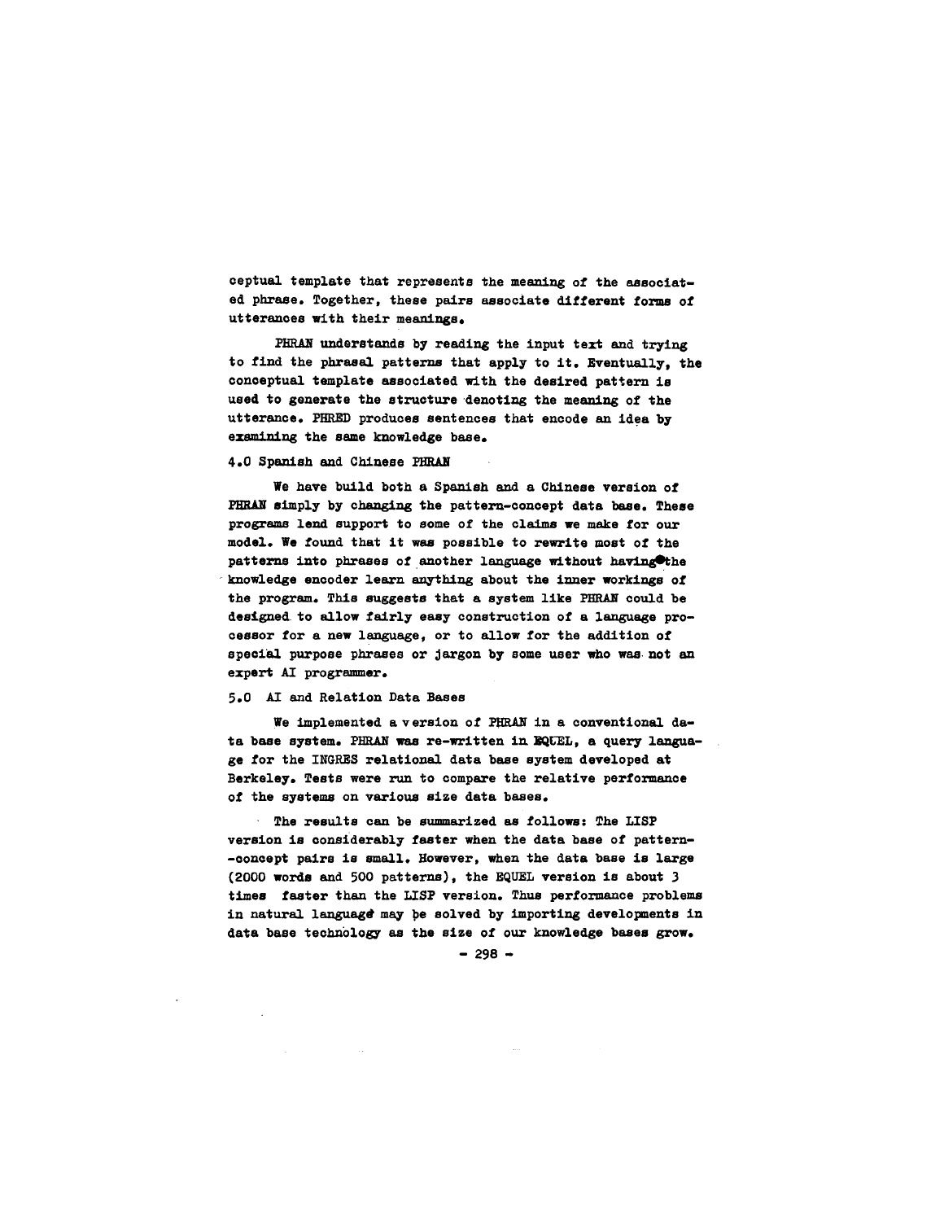ceptual template that represents the meaning of the associated phrase. Together, these pairs associate different forms of utterances with their meanings.

PHRAN understands by reading the input text and trying to find the phrasal patterns that apply to it. Eventually, the conceptual template associated with the desired pattern is used to generate the structure denoting the meaning of the utterance. PHRED produces sentences that encode an idea by examining the same knowledge base.

## 4.0 Spanish and Chinese PHRAN

We have build both a Spanish and a Chinese version of PHRAN simply by changing the pattern-concept data base. These programs lend support to some of the claims we make for our model. We found that it was possible to rewrite most of the patterns into phrases of another language without having the knowledge encoder learn anything about the inner workings of the program. This suggests that a system like PHRAN could be designed to allow fairly easy construction of a language processor for a new language, or to allow for the addition of special purpose phrases or jargon by some user who was not an expert AI programmer.

## 5.0 AI and Relation Data Bases

We implemented a version of PHRAN in a conventional data base system. PHRAN was re-written in EQUEL, a query language for the INGRES relational data base system developed at Berkeley. Tests were run to compare the relative performance of the systems on various size data bases.

The results can be summarized as follows: The LISP version is considerably faster when the data base of pattern--concept pairs is small. However, when the data base is large (2000 words and 500 patterns), the EQUEL version is about 3 times faster than the LISP version. Thus performance problems in natural language may be solved by importing developments in data base technology as the size of our knowledge bases grow.